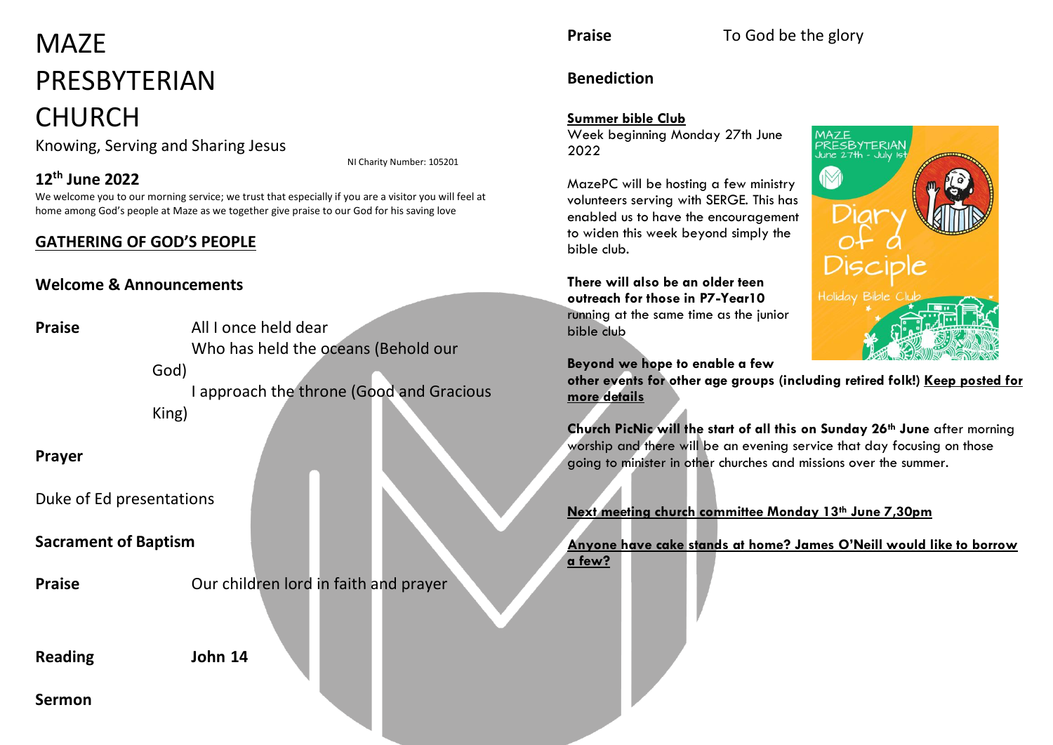# MAZE PRESBYTERIAN CHURCH

Knowing, Serving and Sharing Jesus

NI Charity Number: 105201

## 12th June 2022

We welcome you to our morning service; we trust that especially if you are a visitor you will feel at home among God's people at Maze as we together give praise to our God for his saving love

## GATHERING OF GOD'S PEOPLE

**Welcome & Announcements**

**Praise** All I once held dear
Who has held the oceans (Behold our God)
I approach the throne (Good and Gracious King)

**Prayer**

Duke of Ed presentations

**Sacrament of Baptism**

**Praise** Our children lord in faith and prayer

**Reading** **John 14**

**Sermon**

**Praise** To God be the glory

**Benediction**

**Summer bible Club**
Week beginning Monday 27th June 2022

MazePC will be hosting a few ministry volunteers serving with SERGE. This has enabled us to have the encouragement to widen this week beyond simply the bible club.

**There will also be an older teen outreach for those in P7-Year10** running at the same time as the junior bible club

**Beyond we hope to enable a few other events for other age groups (including retired folk!) Keep posted for more details**

MAZE PRESBYTERIAN June 27th - July 1st Diary of a Disciple Holiday Bible Club

**Church PicNic will the start of all this on Sunday 26th June** after morning worship and there will be an evening service that day focusing on those going to minister in other churches and missions over the summer.

**Next meeting church committee Monday 13th June 7,30pm**

**Anyone have cake stands at home? James O'Neill would like to borrow a few?**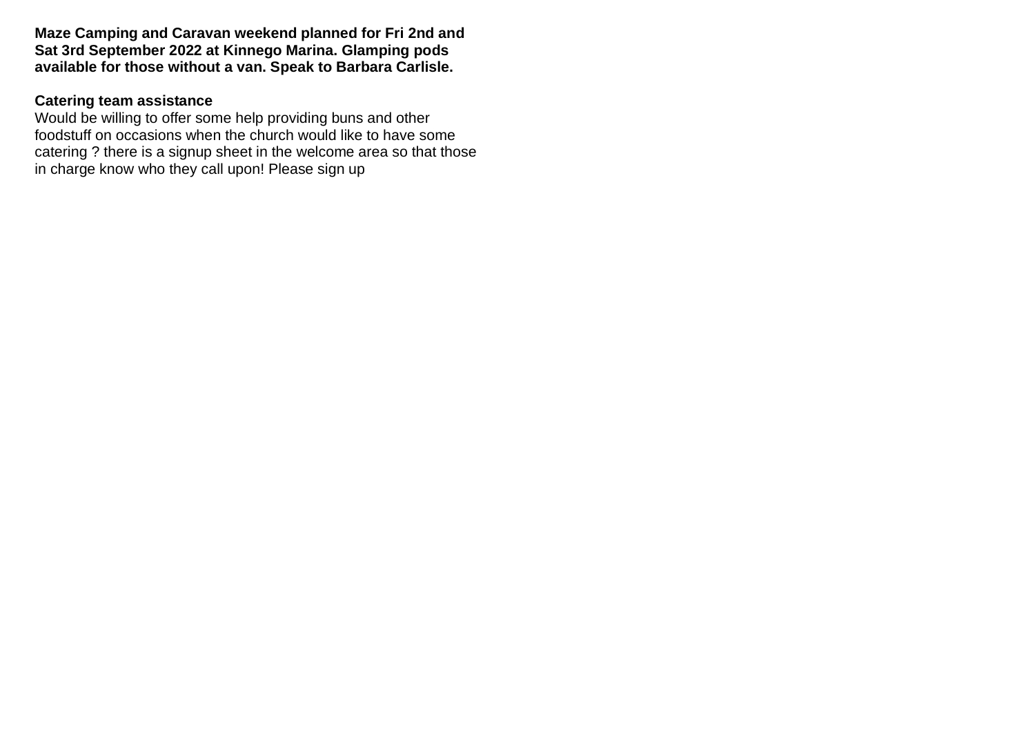**Maze Camping and Caravan weekend planned for Fri 2nd and Sat 3rd September 2022 at Kinnego Marina. Glamping pods available for those without a van. Speak to Barbara Carlisle.**

**Catering team assistance**

Would be willing to offer some help providing buns and other foodstuff on occasions when the church would like to have some catering ? there is a signup sheet in the welcome area so that those in charge know who they call upon! Please sign up